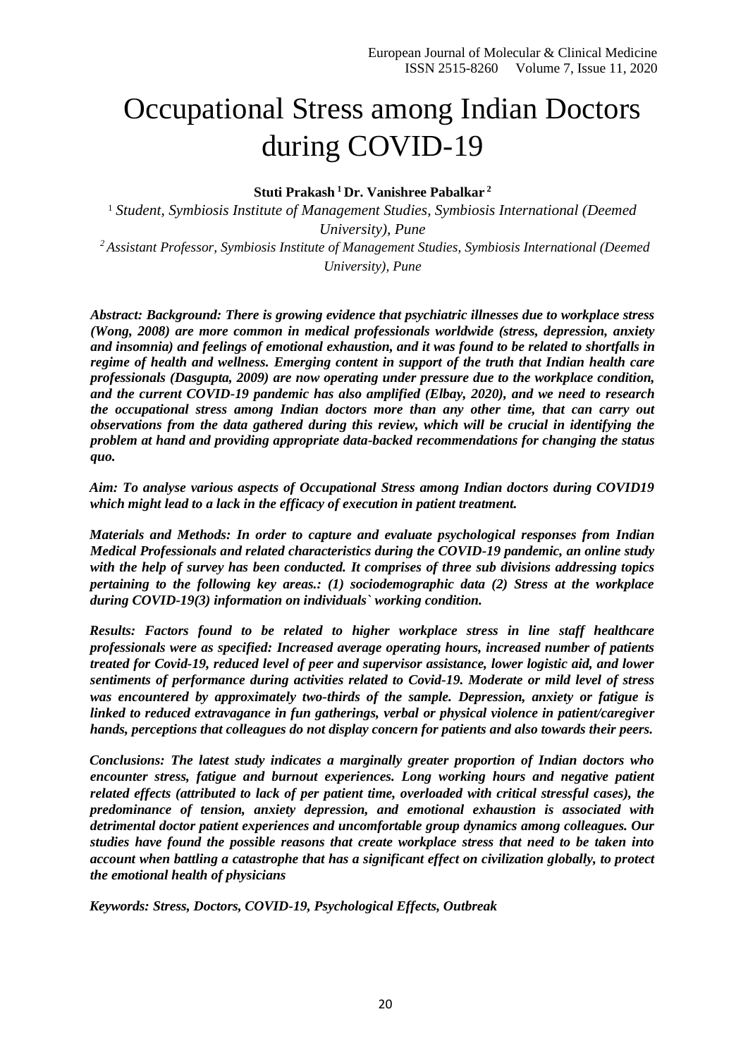# Occupational Stress among Indian Doctors during COVID-19

**Stuti Prakash [1] Dr. Vanishree Pabalkar [2]**

[1] *Student, Symbiosis Institute of Management Studies, Symbiosis International (Deemed University), Pune*

[2] *Assistant Professor, Symbiosis Institute of Management Studies, Symbiosis International (Deemed University), Pune*

***Abstract: Background: There is growing evidence that psychiatric illnesses due to workplace stress (Wong, 2008) are more common in medical professionals worldwide (stress, depression, anxiety and insomnia) and feelings of emotional exhaustion, and it was found to be related to shortfalls in regime of health and wellness. Emerging content in support of the truth that Indian health care professionals (Dasgupta, 2009) are now operating under pressure due to the workplace condition, and the current COVID-19 pandemic has also amplified (Elbay, 2020), and we need to research the occupational stress among Indian doctors more than any other time, that can carry out observations from the data gathered during this review, which will be crucial in identifying the problem at hand and providing appropriate data-backed recommendations for changing the status quo.***

***Aim: To analyse various aspects of Occupational Stress among Indian doctors during COVID19 which might lead to a lack in the efficacy of execution in patient treatment.***

***Materials and Methods: In order to capture and evaluate psychological responses from Indian Medical Professionals and related characteristics during the COVID-19 pandemic, an online study with the help of survey has been conducted. It comprises of three sub divisions addressing topics pertaining to the following key areas.: (1) sociodemographic data (2) Stress at the workplace during COVID-19(3) information on individuals` working condition.***

***Results: Factors found to be related to higher workplace stress in line staff healthcare professionals were as specified: Increased average operating hours, increased number of patients treated for Covid-19, reduced level of peer and supervisor assistance, lower logistic aid, and lower sentiments of performance during activities related to Covid-19. Moderate or mild level of stress was encountered by approximately two-thirds of the sample. Depression, anxiety or fatigue is linked to reduced extravagance in fun gatherings, verbal or physical violence in patient/caregiver hands, perceptions that colleagues do not display concern for patients and also towards their peers.***

***Conclusions: The latest study indicates a marginally greater proportion of Indian doctors who encounter stress, fatigue and burnout experiences. Long working hours and negative patient related effects (attributed to lack of per patient time, overloaded with critical stressful cases), the predominance of tension, anxiety depression, and emotional exhaustion is associated with detrimental doctor patient experiences and uncomfortable group dynamics among colleagues. Our studies have found the possible reasons that create workplace stress that need to be taken into account when battling a catastrophe that has a significant effect on civilization globally, to protect the emotional health of physicians***

***Keywords: Stress, Doctors, COVID-19, Psychological Effects, Outbreak***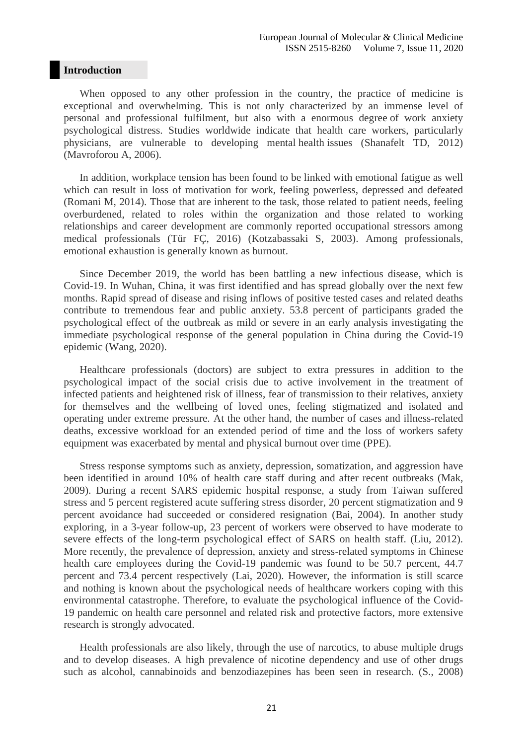## Introduction

When opposed to any other profession in the country, the practice of medicine is exceptional and overwhelming. This is not only characterized by an immense level of personal and professional fulfilment, but also with a enormous degree of work anxiety psychological distress. Studies worldwide indicate that health care workers, particularly physicians, are vulnerable to developing mental health issues (Shanafelt TD, 2012) (Mavroforou A, 2006).

In addition, workplace tension has been found to be linked with emotional fatigue as well which can result in loss of motivation for work, feeling powerless, depressed and defeated (Romani M, 2014). Those that are inherent to the task, those related to patient needs, feeling overburdened, related to roles within the organization and those related to working relationships and career development are commonly reported occupational stressors among medical professionals (Tür FÇ, 2016) (Kotzabassaki S, 2003). Among professionals, emotional exhaustion is generally known as burnout.

Since December 2019, the world has been battling a new infectious disease, which is Covid-19. In Wuhan, China, it was first identified and has spread globally over the next few months. Rapid spread of disease and rising inflows of positive tested cases and related deaths contribute to tremendous fear and public anxiety. 53.8 percent of participants graded the psychological effect of the outbreak as mild or severe in an early analysis investigating the immediate psychological response of the general population in China during the Covid-19 epidemic (Wang, 2020).

Healthcare professionals (doctors) are subject to extra pressures in addition to the psychological impact of the social crisis due to active involvement in the treatment of infected patients and heightened risk of illness, fear of transmission to their relatives, anxiety for themselves and the wellbeing of loved ones, feeling stigmatized and isolated and operating under extreme pressure. At the other hand, the number of cases and illness-related deaths, excessive workload for an extended period of time and the loss of workers safety equipment was exacerbated by mental and physical burnout over time (PPE).

Stress response symptoms such as anxiety, depression, somatization, and aggression have been identified in around 10% of health care staff during and after recent outbreaks (Mak, 2009). During a recent SARS epidemic hospital response, a study from Taiwan suffered stress and 5 percent registered acute suffering stress disorder, 20 percent stigmatization and 9 percent avoidance had succeeded or considered resignation (Bai, 2004). In another study exploring, in a 3-year follow-up, 23 percent of workers were observed to have moderate to severe effects of the long-term psychological effect of SARS on health staff. (Liu, 2012). More recently, the prevalence of depression, anxiety and stress-related symptoms in Chinese health care employees during the Covid-19 pandemic was found to be 50.7 percent, 44.7 percent and 73.4 percent respectively (Lai, 2020). However, the information is still scarce and nothing is known about the psychological needs of healthcare workers coping with this environmental catastrophe. Therefore, to evaluate the psychological influence of the Covid-19 pandemic on health care personnel and related risk and protective factors, more extensive research is strongly advocated.

Health professionals are also likely, through the use of narcotics, to abuse multiple drugs and to develop diseases. A high prevalence of nicotine dependency and use of other drugs such as alcohol, cannabinoids and benzodiazepines has been seen in research. (S., 2008)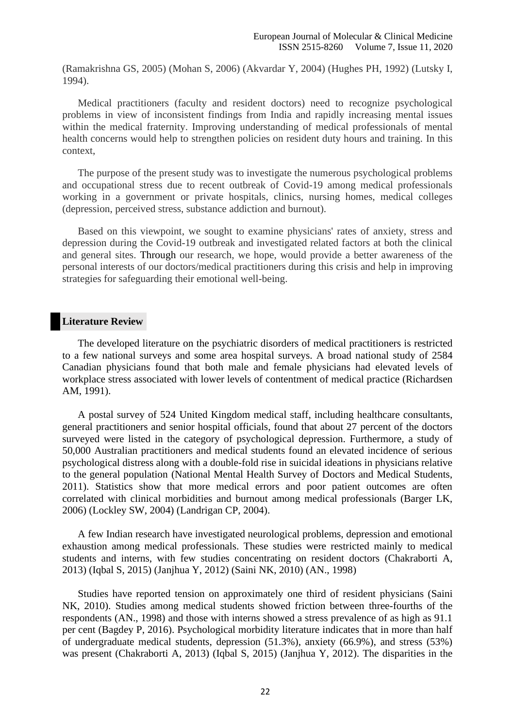(Ramakrishna GS, 2005) (Mohan S, 2006) (Akvardar Y, 2004) (Hughes PH, 1992) (Lutsky I, 1994).

Medical practitioners (faculty and resident doctors) need to recognize psychological problems in view of inconsistent findings from India and rapidly increasing mental issues within the medical fraternity. Improving understanding of medical professionals of mental health concerns would help to strengthen policies on resident duty hours and training. In this context,

The purpose of the present study was to investigate the numerous psychological problems and occupational stress due to recent outbreak of Covid-19 among medical professionals working in a government or private hospitals, clinics, nursing homes, medical colleges (depression, perceived stress, substance addiction and burnout).

Based on this viewpoint, we sought to examine physicians' rates of anxiety, stress and depression during the Covid-19 outbreak and investigated related factors at both the clinical and general sites. Through our research, we hope, would provide a better awareness of the personal interests of our doctors/medical practitioners during this crisis and help in improving strategies for safeguarding their emotional well-being.

## Literature Review

The developed literature on the psychiatric disorders of medical practitioners is restricted to a few national surveys and some area hospital surveys. A broad national study of 2584 Canadian physicians found that both male and female physicians had elevated levels of workplace stress associated with lower levels of contentment of medical practice (Richardsen AM, 1991).

A postal survey of 524 United Kingdom medical staff, including healthcare consultants, general practitioners and senior hospital officials, found that about 27 percent of the doctors surveyed were listed in the category of psychological depression. Furthermore, a study of 50,000 Australian practitioners and medical students found an elevated incidence of serious psychological distress along with a double-fold rise in suicidal ideations in physicians relative to the general population (National Mental Health Survey of Doctors and Medical Students, 2011). Statistics show that more medical errors and poor patient outcomes are often correlated with clinical morbidities and burnout among medical professionals (Barger LK, 2006) (Lockley SW, 2004) (Landrigan CP, 2004).

A few Indian research have investigated neurological problems, depression and emotional exhaustion among medical professionals. These studies were restricted mainly to medical students and interns, with few studies concentrating on resident doctors (Chakraborti A, 2013) (Iqbal S, 2015) (Janjhua Y, 2012) (Saini NK, 2010) (AN., 1998)

Studies have reported tension on approximately one third of resident physicians (Saini NK, 2010). Studies among medical students showed friction between three-fourths of the respondents (AN., 1998) and those with interns showed a stress prevalence of as high as 91.1 per cent (Bagdey P, 2016). Psychological morbidity literature indicates that in more than half of undergraduate medical students, depression (51.3%), anxiety (66.9%), and stress (53%) was present (Chakraborti A, 2013) (Iqbal S, 2015) (Janjhua Y, 2012). The disparities in the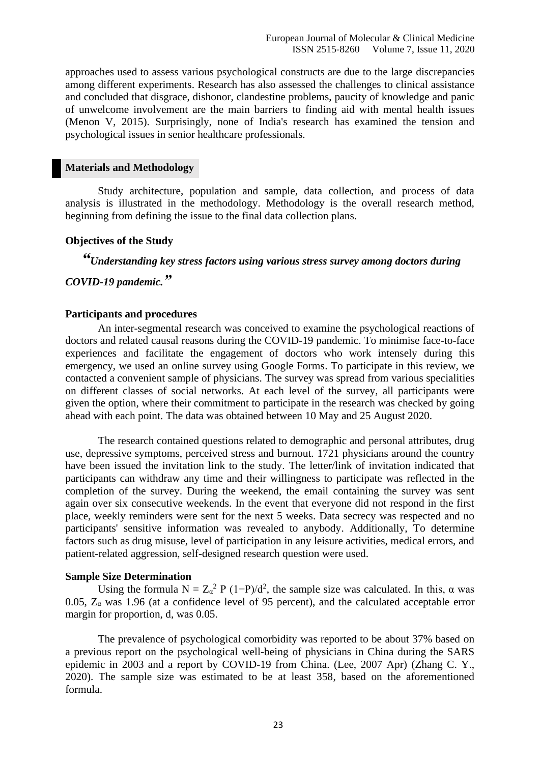approaches used to assess various psychological constructs are due to the large discrepancies among different experiments. Research has also assessed the challenges to clinical assistance and concluded that disgrace, dishonor, clandestine problems, paucity of knowledge and panic of unwelcome involvement are the main barriers to finding aid with mental health issues (Menon V, 2015). Surprisingly, none of India's research has examined the tension and psychological issues in senior healthcare professionals.

## Materials and Methodology

Study architecture, population and sample, data collection, and process of data analysis is illustrated in the methodology. Methodology is the overall research method, beginning from defining the issue to the final data collection plans.

### Objectives of the Study

***"Understanding key stress factors using various stress survey among doctors during COVID-19 pandemic."***

### Participants and procedures

An inter-segmental research was conceived to examine the psychological reactions of doctors and related causal reasons during the COVID-19 pandemic. To minimise face-to-face experiences and facilitate the engagement of doctors who work intensely during this emergency, we used an online survey using Google Forms. To participate in this review, we contacted a convenient sample of physicians. The survey was spread from various specialities on different classes of social networks. At each level of the survey, all participants were given the option, where their commitment to participate in the research was checked by going ahead with each point. The data was obtained between 10 May and 25 August 2020.

The research contained questions related to demographic and personal attributes, drug use, depressive symptoms, perceived stress and burnout. 1721 physicians around the country have been issued the invitation link to the study. The letter/link of invitation indicated that participants can withdraw any time and their willingness to participate was reflected in the completion of the survey. During the weekend, the email containing the survey was sent again over six consecutive weekends. In the event that everyone did not respond in the first place, weekly reminders were sent for the next 5 weeks. Data secrecy was respected and no participants' sensitive information was revealed to anybody. Additionally, To determine factors such as drug misuse, level of participation in any leisure activities, medical errors, and patient-related aggression, self-designed research question were used.

### Sample Size Determination

Using the formula $N = Z_{\alpha}^2 P (1-P)/d^2$, the sample size was calculated. In this, α was 0.05, $Z_{\alpha}$ was 1.96 (at a confidence level of 95 percent), and the calculated acceptable error margin for proportion, d, was 0.05.

The prevalence of psychological comorbidity was reported to be about 37% based on a previous report on the psychological well-being of physicians in China during the SARS epidemic in 2003 and a report by COVID-19 from China. (Lee, 2007 Apr) (Zhang C. Y., 2020). The sample size was estimated to be at least 358, based on the aforementioned formula.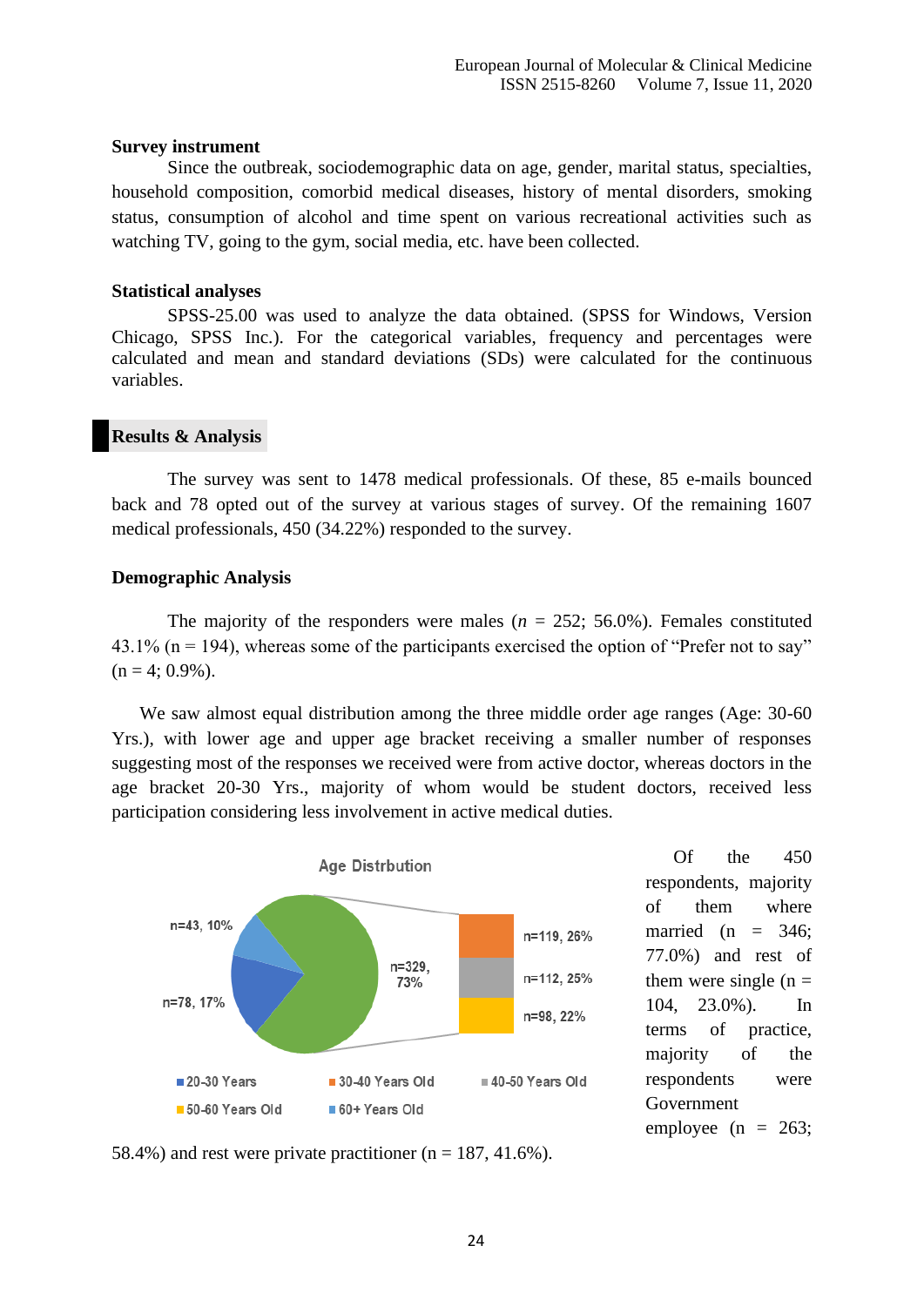### Survey instrument

Since the outbreak, sociodemographic data on age, gender, marital status, specialties, household composition, comorbid medical diseases, history of mental disorders, smoking status, consumption of alcohol and time spent on various recreational activities such as watching TV, going to the gym, social media, etc. have been collected.

### Statistical analyses

SPSS-25.00 was used to analyze the data obtained. (SPSS for Windows, Version Chicago, SPSS Inc.). For the categorical variables, frequency and percentages were calculated and mean and standard deviations (SDs) were calculated for the continuous variables.

## Results & Analysis

The survey was sent to 1478 medical professionals. Of these, 85 e-mails bounced back and 78 opted out of the survey at various stages of survey. Of the remaining 1607 medical professionals, 450 (34.22%) responded to the survey.

### Demographic Analysis

The majority of the responders were males ($n$ = 252; 56.0%). Females constituted 43.1% (n = 194), whereas some of the participants exercised the option of "Prefer not to say" (n = 4; 0.9%).

We saw almost equal distribution among the three middle order age ranges (Age: 30-60 Yrs.), with lower age and upper age bracket receiving a smaller number of responses suggesting most of the responses we received were from active doctor, whereas doctors in the age bracket 20-30 Yrs., majority of whom would be student doctors, received less participation considering less involvement in active medical duties.

Age Distrbution

n=43, 10%; n=78, 17%; n=329, 73%; n=119, 26%; n=112, 25%; n=98, 22%

20-30 Years; 30-40 Years Old; 40-50 Years Old; 50-60 Years Old; 60+ Years Old

Of the 450 respondents, majority of them where married (n = 346; 77.0%) and rest of them were single (n = 104, 23.0%). In terms of practice, majority of the respondents were Government employee (n = 263; 58.4%) and rest were private practitioner (n = 187, 41.6%).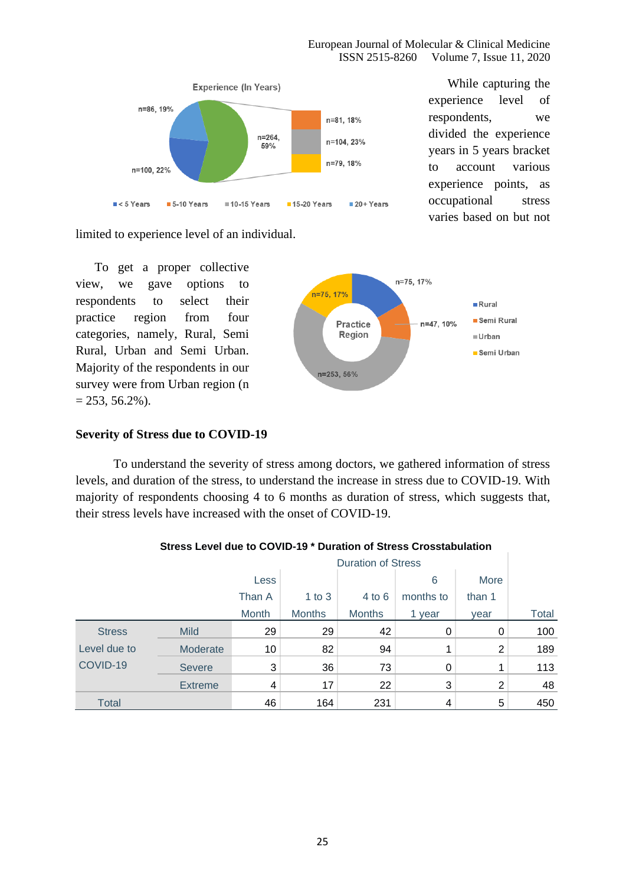While capturing the experience level of respondents, we divided the experience years in 5 years bracket to account various experience points, as occupational stress varies based on but not limited to experience level of an individual.

To get a proper collective view, we gave options to respondents to select their practice region from four categories, namely, Rural, Semi Rural, Urban and Semi Urban. Majority of the respondents in our survey were from Urban region (n = 253, 56.2%).

**Severity of Stress due to COVID-19**

To understand the severity of stress among doctors, we gathered information of stress levels, and duration of the stress, to understand the increase in stress due to COVID-19. With majority of respondents choosing 4 to 6 months as duration of stress, which suggests that, their stress levels have increased with the onset of COVID-19.

**Stress Level due to COVID-19 * Duration of Stress Crosstabulation**

| | | Duration of Stress | | | | | |
|---|---|---|---|---|---|---|---|
| | | Less Than A Month | 1 to 3 Months | 4 to 6 Months | 6 months to 1 year | More than 1 year | Total |
| Stress Level due to COVID-19 | Mild | 29 | 29 | 42 | 0 | 0 | 100 |
| | Moderate | 10 | 82 | 94 | 1 | 2 | 189 |
| | Severe | 3 | 36 | 73 | 0 | 1 | 113 |
| | Extreme | 4 | 17 | 22 | 3 | 2 | 48 |
| Total | | 46 | 164 | 231 | 4 | 5 | 450 |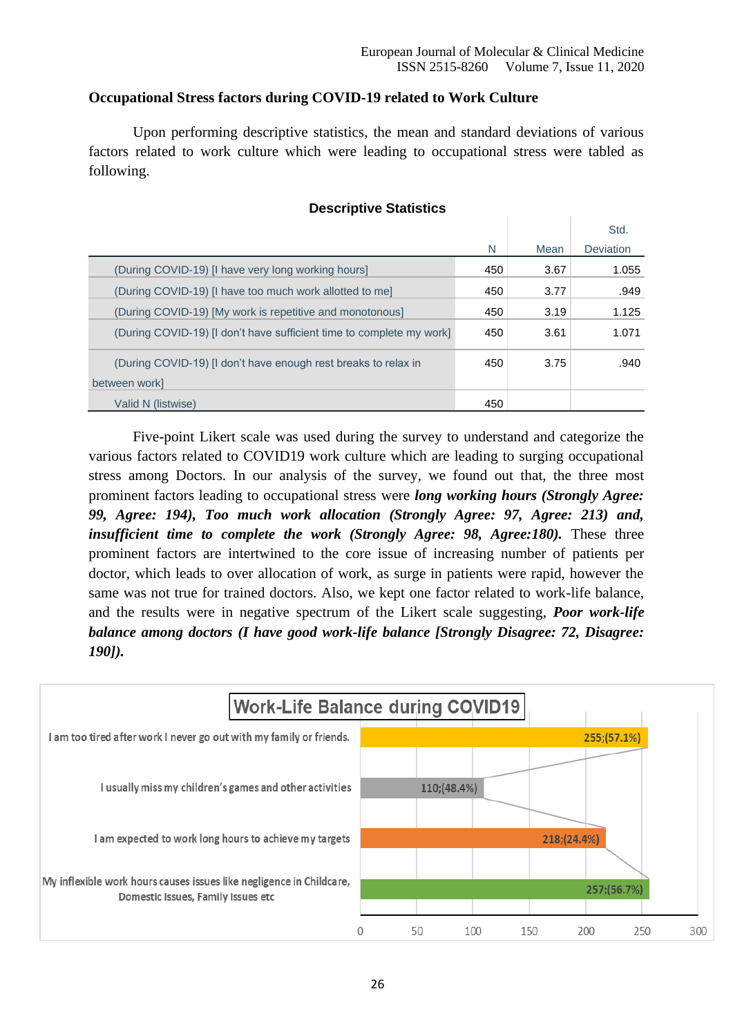### Occupational Stress factors during COVID-19 related to Work Culture

Upon performing descriptive statistics, the mean and standard deviations of various factors related to work culture which were leading to occupational stress were tabled as following.

**Descriptive Statistics**

| | N | Mean | Std. Deviation |
|---|---|---|---|
| (During COVID-19) [I have very long working hours] | 450 | 3.67 | 1.055 |
| (During COVID-19) [I have too much work allotted to me] | 450 | 3.77 | .949 |
| (During COVID-19) [My work is repetitive and monotonous] | 450 | 3.19 | 1.125 |
| (During COVID-19) [I don't have sufficient time to complete my work] | 450 | 3.61 | 1.071 |
| (During COVID-19) [I don't have enough rest breaks to relax in between work] | 450 | 3.75 | .940 |
| Valid N (listwise) | 450 | | |

Five-point Likert scale was used during the survey to understand and categorize the various factors related to COVID19 work culture which are leading to surging occupational stress among Doctors. In our analysis of the survey, we found out that, the three most prominent factors leading to occupational stress were ***long working hours (Strongly Agree: 99, Agree: 194), Too much work allocation (Strongly Agree: 97, Agree: 213) and, insufficient time to complete the work (Strongly Agree: 98, Agree:180).*** These three prominent factors are intertwined to the core issue of increasing number of patients per doctor, which leads to over allocation of work, as surge in patients were rapid, however the same was not true for trained doctors. Also, we kept one factor related to work-life balance, and the results were in negative spectrum of the Likert scale suggesting, ***Poor work-life balance among doctors (I have good work-life balance [Strongly Disagree: 72, Disagree: 190]).***

**Work-Life Balance during COVID19**

| Statement | Count; (%) |
|---|---|
| I am too tired after work I never go out with my family or friends. | 255;(57.1%) |
| I usually miss my children's games and other activities | 110;(48.4%) |
| I am expected to work long hours to achieve my targets | 218;(24.4%) |
| My inflexible work hours causes issues like negligence in Childcare, Domestic Issues, Family Issues etc | 257;(56.7%) |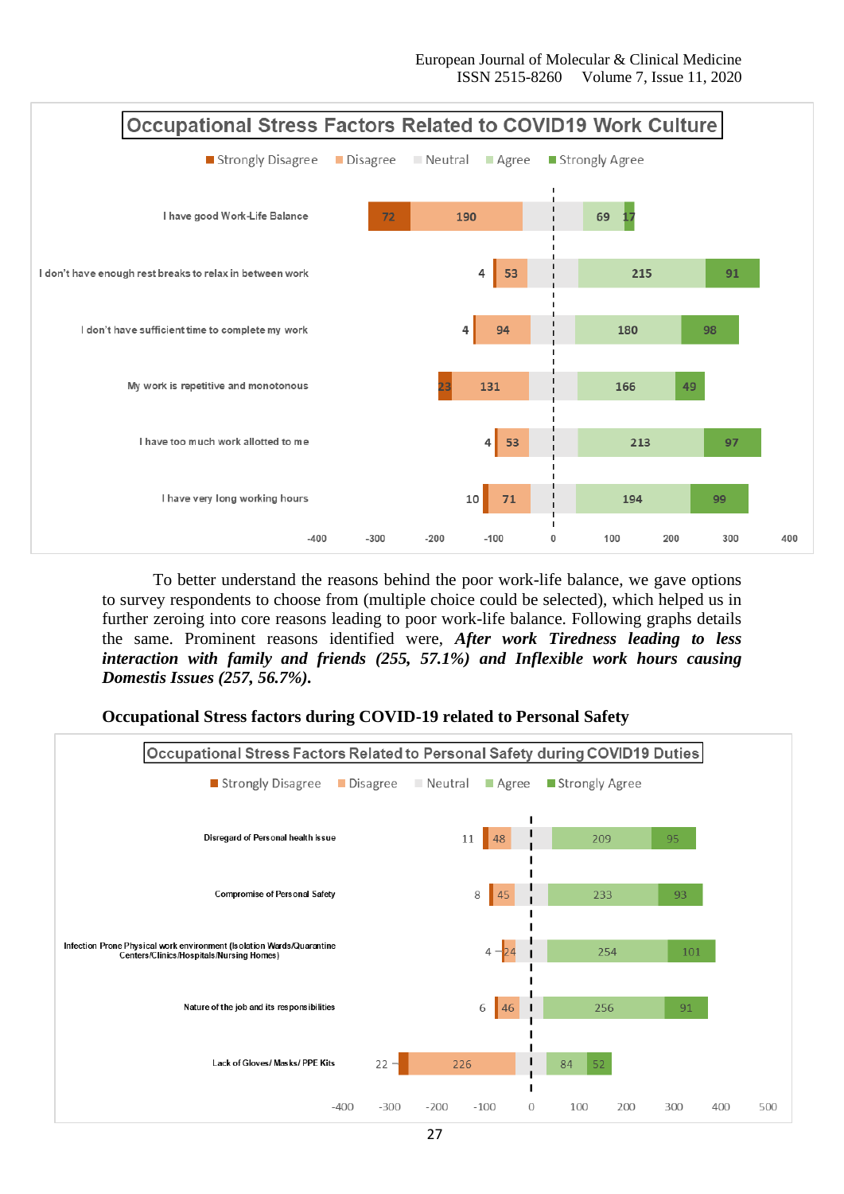**Occupational Stress Factors Related to COVID19 Work Culture**

| | Strongly Disagree | Disagree | Neutral | Agree | Strongly Agree |
|---|---|---|---|---|---|
| I have good Work-Life Balance | 72 | 190 | | 69 | 17 |
| I don't have enough rest breaks to relax in between work | 4 | 53 | | 215 | 91 |
| I don't have sufficient time to complete my work | 4 | 94 | | 180 | 98 |
| My work is repetitive and monotonous | 23 | 131 | | 166 | 49 |
| I have too much work allotted to me | 4 | 53 | | 213 | 97 |
| I have very long working hours | 10 | 71 | | 194 | 99 |

To better understand the reasons behind the poor work-life balance, we gave options to survey respondents to choose from (multiple choice could be selected), which helped us in further zeroing into core reasons leading to poor work-life balance. Following graphs details the same. Prominent reasons identified were, ***After work Tiredness leading to less interaction with family and friends (255, 57.1%) and Inflexible work hours causing Domestis Issues (257, 56.7%).***

**Occupational Stress factors during COVID-19 related to Personal Safety**

**Occupational Stress Factors Related to Personal Safety during COVID19 Duties**

| | Strongly Disagree | Disagree | Neutral | Agree | Strongly Agree |
|---|---|---|---|---|---|
| Disregard of Personal health issue | 11 | 48 | | 209 | 95 |
| Compromise of Personal Safety | 8 | 45 | | 233 | 93 |
| Infection Prone Physical work environment (Isolation Wards/Quarantine Centers/Clinics/Hospitals/Nursing Homes) | 4 | 24 | | 254 | 101 |
| Nature of the job and its responsibilities | 6 | 46 | | 256 | 91 |
| Lack of Gloves/ Masks/ PPE Kits | 22 | 226 | | 84 | 52 |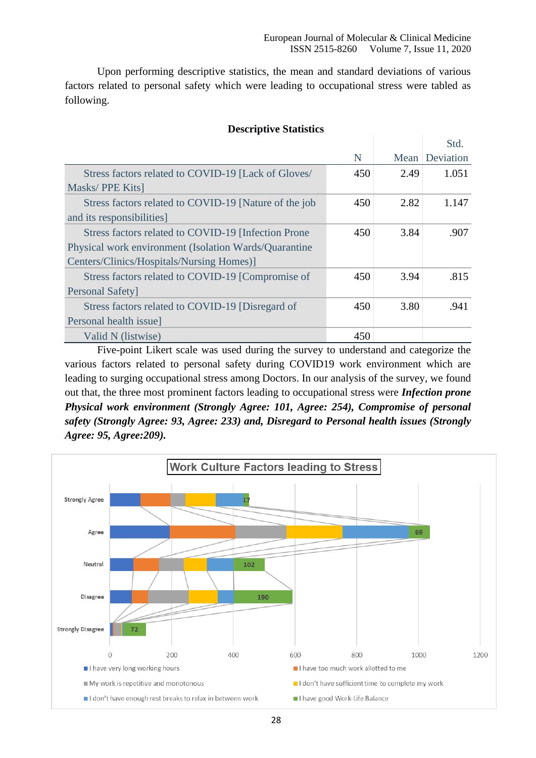Upon performing descriptive statistics, the mean and standard deviations of various factors related to personal safety which were leading to occupational stress were tabled as following.

**Descriptive Statistics**

| | N | Mean | Std. Deviation |
|---|---|---|---|
| Stress factors related to COVID-19 [Lack of Gloves/ Masks/ PPE Kits] | 450 | 2.49 | 1.051 |
| Stress factors related to COVID-19 [Nature of the job and its responsibilities] | 450 | 2.82 | 1.147 |
| Stress factors related to COVID-19 [Infection Prone Physical work environment (Isolation Wards/Quarantine Centers/Clinics/Hospitals/Nursing Homes)] | 450 | 3.84 | .907 |
| Stress factors related to COVID-19 [Compromise of Personal Safety] | 450 | 3.94 | .815 |
| Stress factors related to COVID-19 [Disregard of Personal health issue] | 450 | 3.80 | .941 |
| Valid N (listwise) | 450 | | |

Five-point Likert scale was used during the survey to understand and categorize the various factors related to personal safety during COVID19 work environment which are leading to surging occupational stress among Doctors. In our analysis of the survey, we found out that, the three most prominent factors leading to occupational stress were ***Infection prone Physical work environment (Strongly Agree: 101, Agree: 254), Compromise of personal safety (Strongly Agree: 93, Agree: 233) and, Disregard to Personal health issues (Strongly Agree: 95, Agree:209).***

**Work Culture Factors leading to Stress**

| | I have very long working hours | I have too much work allotted to me | My work is repetitive and monotonous | I don't have sufficient time to complete my work | I don't have enough rest breaks to relax in between work | I have good Work-Life Balance |
|---|---|---|---|---|---|---|
| Strongly Agree | | | | | | 17 |
| Agree | | | | | | 69 |
| Neutral | | | | | | 102 |
| Disagree | | | | | | 190 |
| Strongly Disagree | | | | | | 72 |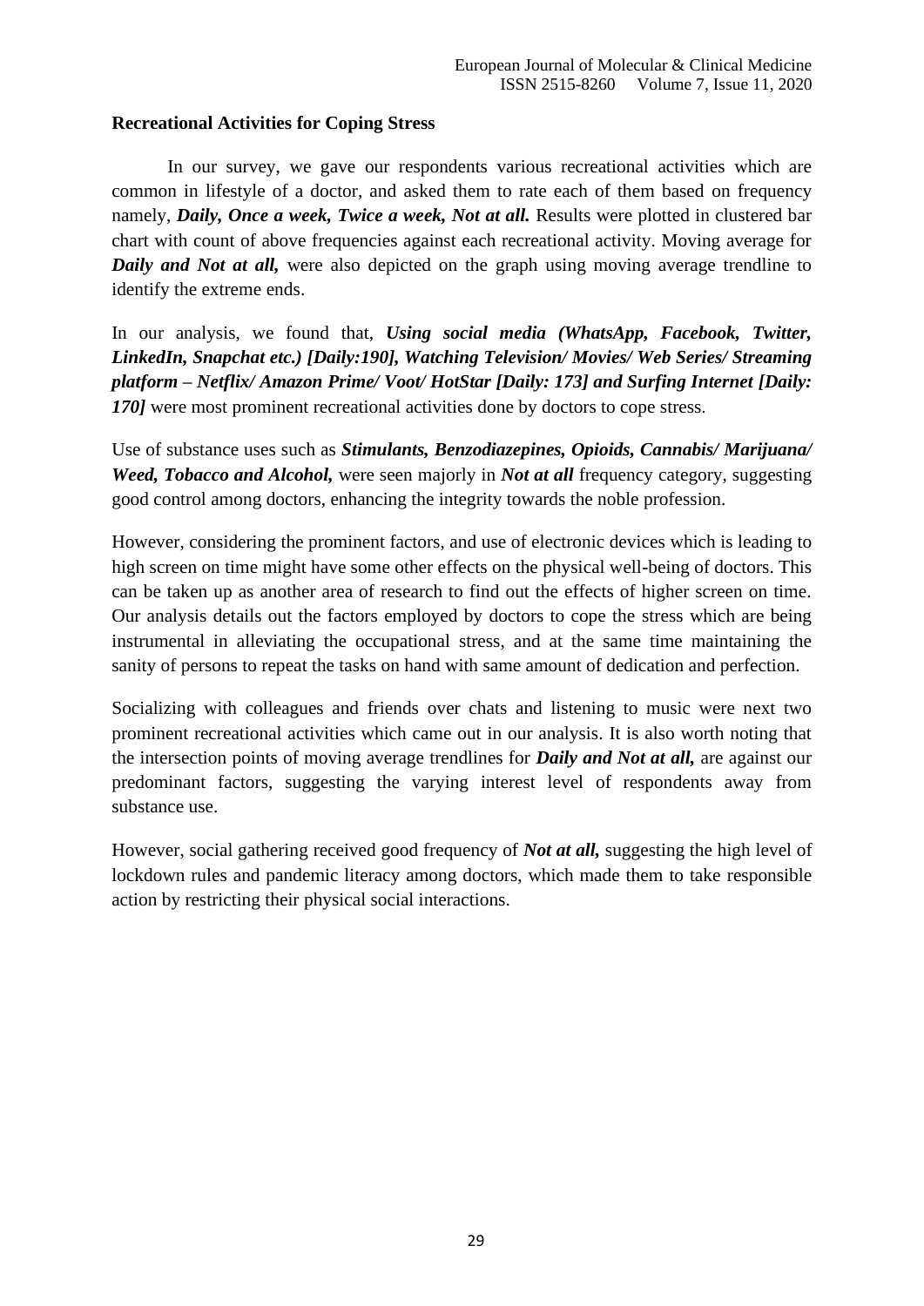**Recreational Activities for Coping Stress**

In our survey, we gave our respondents various recreational activities which are common in lifestyle of a doctor, and asked them to rate each of them based on frequency namely, ***Daily, Once a week, Twice a week, Not at all.*** Results were plotted in clustered bar chart with count of above frequencies against each recreational activity. Moving average for ***Daily and Not at all,*** were also depicted on the graph using moving average trendline to identify the extreme ends.

In our analysis, we found that, ***Using social media (WhatsApp, Facebook, Twitter, LinkedIn, Snapchat etc.) [Daily:190], Watching Television/ Movies/ Web Series/ Streaming platform – Netflix/ Amazon Prime/ Voot/ HotStar [Daily: 173] and Surfing Internet [Daily: 170]*** were most prominent recreational activities done by doctors to cope stress.

Use of substance uses such as ***Stimulants, Benzodiazepines, Opioids, Cannabis/ Marijuana/ Weed, Tobacco and Alcohol,*** were seen majorly in ***Not at all*** frequency category, suggesting good control among doctors, enhancing the integrity towards the noble profession.

However, considering the prominent factors, and use of electronic devices which is leading to high screen on time might have some other effects on the physical well-being of doctors. This can be taken up as another area of research to find out the effects of higher screen on time. Our analysis details out the factors employed by doctors to cope the stress which are being instrumental in alleviating the occupational stress, and at the same time maintaining the sanity of persons to repeat the tasks on hand with same amount of dedication and perfection.

Socializing with colleagues and friends over chats and listening to music were next two prominent recreational activities which came out in our analysis. It is also worth noting that the intersection points of moving average trendlines for ***Daily and Not at all,*** are against our predominant factors, suggesting the varying interest level of respondents away from substance use.

However, social gathering received good frequency of ***Not at all,*** suggesting the high level of lockdown rules and pandemic literacy among doctors, which made them to take responsible action by restricting their physical social interactions.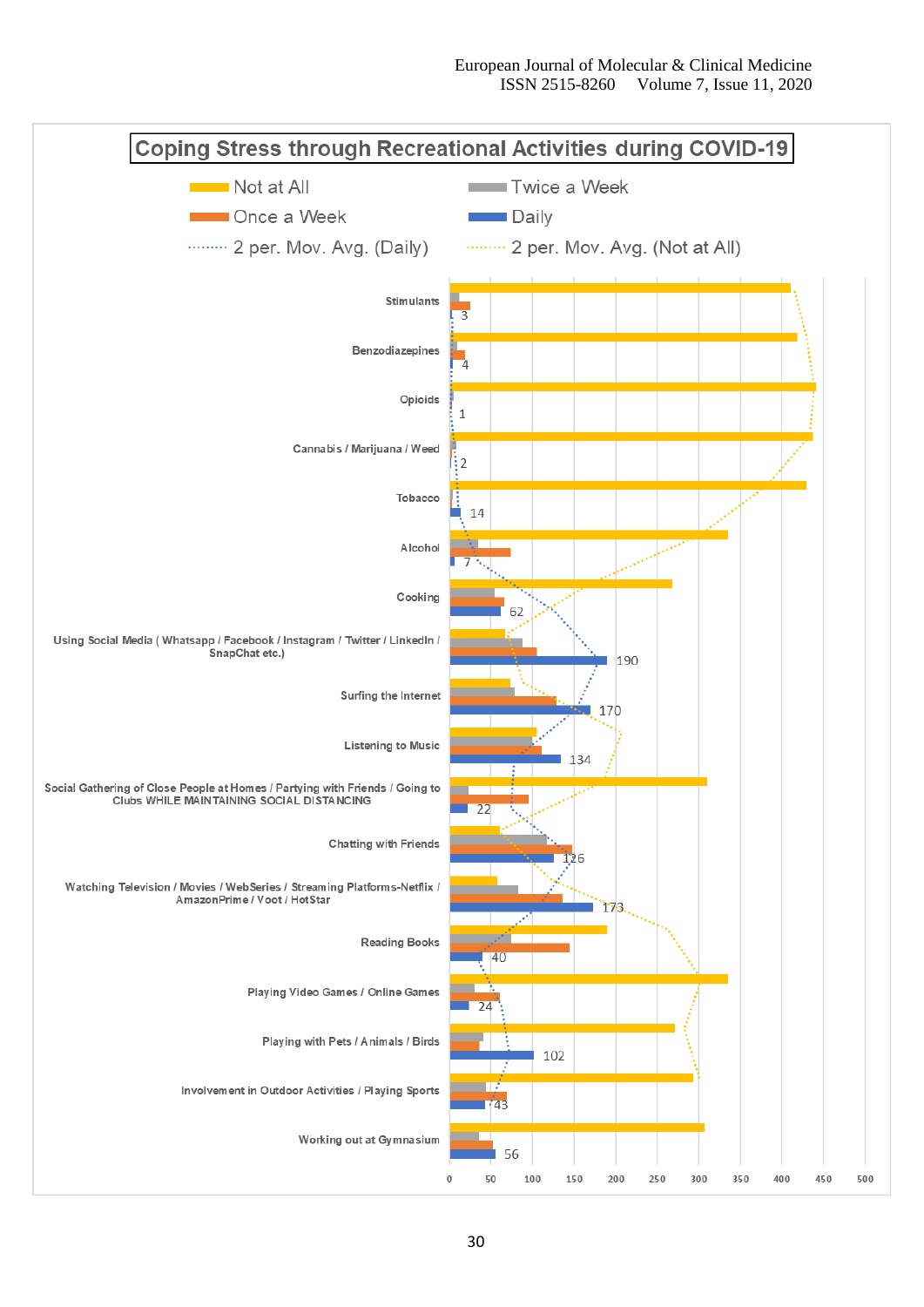**Coping Stress through Recreational Activities during COVID-19**

Legend: Not at All; Twice a Week; Once a Week; Daily; 2 per. Mov. Avg. (Daily); 2 per. Mov. Avg. (Not at All)

| Activity | Daily |
|---|---|
| Stimulants | 3 |
| Benzodiazepines | 4 |
| Opioids | 1 |
| Cannabis / Marijuana / Weed | 2 |
| Tobacco | 14 |
| Alcohol | 7 |
| Cooking | 62 |
| Using Social Media ( Whatsapp / Facebook / Instagram / Twitter / LinkedIn / SnapChat etc.) | 190 |
| Surfing the Internet | 170 |
| Listening to Music | 134 |
| Social Gathering of Close People at Homes / Partying with Friends / Going to Clubs WHILE MAINTAINING SOCIAL DISTANCING | 22 |
| Chatting with Friends | 126 |
| Watching Television / Movies / WebSeries / Streaming Platforms-Netflix / AmazonPrime / Voot / HotStar | 173 |
| Reading Books | 40 |
| Playing Video Games / Online Games | 24 |
| Playing with Pets / Animals / Birds | 102 |
| Involvement in Outdoor Activities / Playing Sports | 43 |
| Working out at Gymnasium | 56 |

X-axis: 0, 50, 100, 150, 200, 250, 300, 350, 400, 450, 500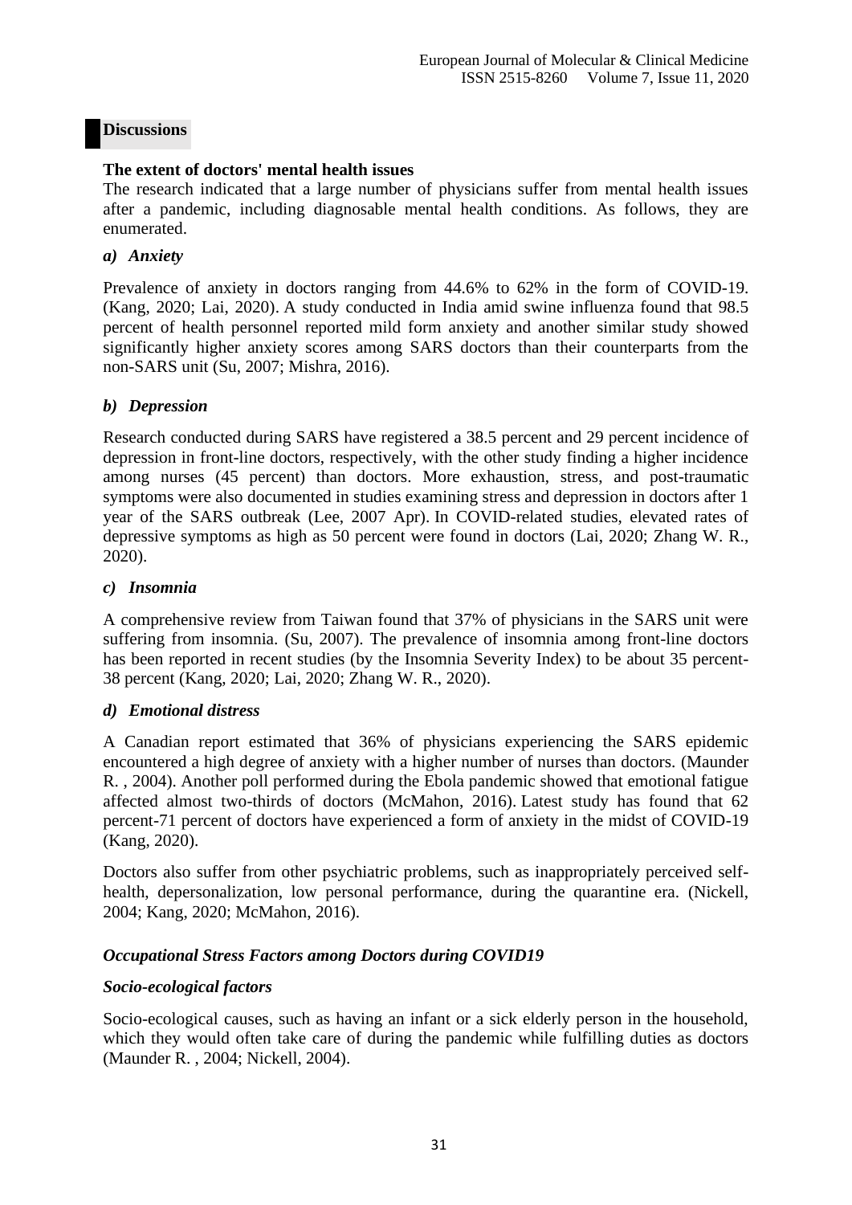## Discussions

### The extent of doctors' mental health issues

The research indicated that a large number of physicians suffer from mental health issues after a pandemic, including diagnosable mental health conditions. As follows, they are enumerated.

#### *a) Anxiety*

Prevalence of anxiety in doctors ranging from 44.6% to 62% in the form of COVID-19. (Kang, 2020; Lai, 2020). A study conducted in India amid swine influenza found that 98.5 percent of health personnel reported mild form anxiety and another similar study showed significantly higher anxiety scores among SARS doctors than their counterparts from the non-SARS unit (Su, 2007; Mishra, 2016).

#### *b) Depression*

Research conducted during SARS have registered a 38.5 percent and 29 percent incidence of depression in front-line doctors, respectively, with the other study finding a higher incidence among nurses (45 percent) than doctors. More exhaustion, stress, and post-traumatic symptoms were also documented in studies examining stress and depression in doctors after 1 year of the SARS outbreak (Lee, 2007 Apr). In COVID-related studies, elevated rates of depressive symptoms as high as 50 percent were found in doctors (Lai, 2020; Zhang W. R., 2020).

#### *c) Insomnia*

A comprehensive review from Taiwan found that 37% of physicians in the SARS unit were suffering from insomnia. (Su, 2007). The prevalence of insomnia among front-line doctors has been reported in recent studies (by the Insomnia Severity Index) to be about 35 percent-38 percent (Kang, 2020; Lai, 2020; Zhang W. R., 2020).

#### *d) Emotional distress*

A Canadian report estimated that 36% of physicians experiencing the SARS epidemic encountered a high degree of anxiety with a higher number of nurses than doctors. (Maunder R. , 2004). Another poll performed during the Ebola pandemic showed that emotional fatigue affected almost two-thirds of doctors (McMahon, 2016). Latest study has found that 62 percent-71 percent of doctors have experienced a form of anxiety in the midst of COVID-19 (Kang, 2020).

Doctors also suffer from other psychiatric problems, such as inappropriately perceived self-health, depersonalization, low personal performance, during the quarantine era. (Nickell, 2004; Kang, 2020; McMahon, 2016).

### *Occupational Stress Factors among Doctors during COVID19*

#### *Socio-ecological factors*

Socio-ecological causes, such as having an infant or a sick elderly person in the household, which they would often take care of during the pandemic while fulfilling duties as doctors (Maunder R. , 2004; Nickell, 2004).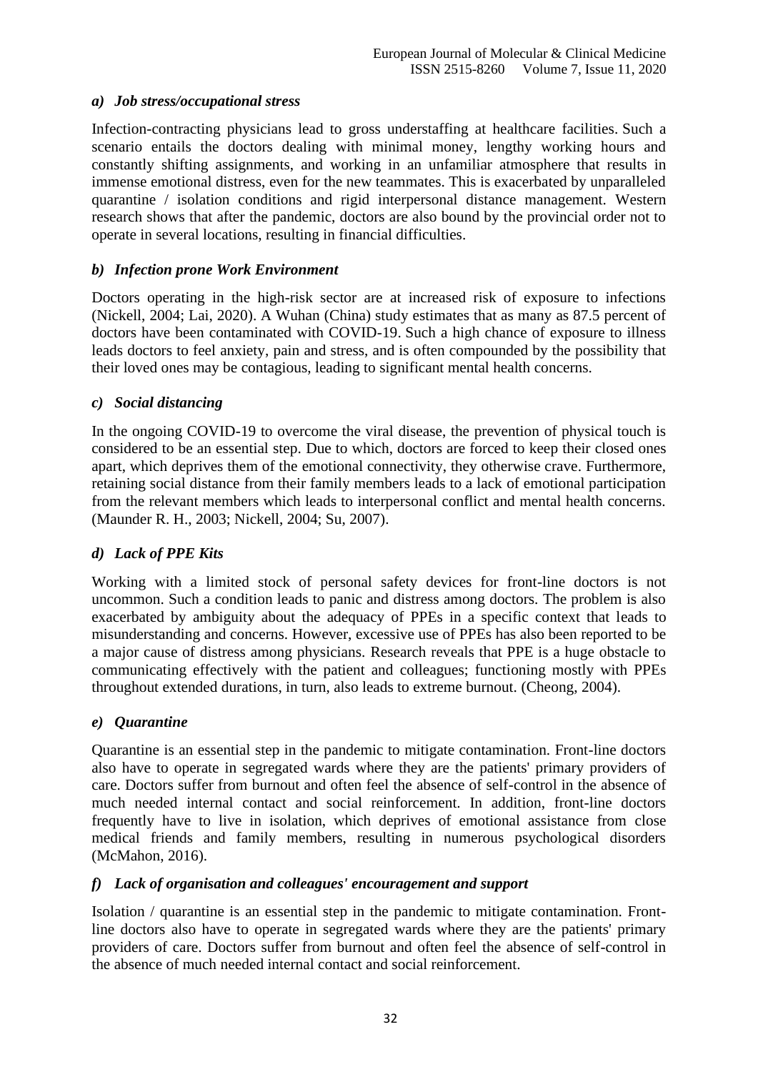### *a) Job stress/occupational stress*

Infection-contracting physicians lead to gross understaffing at healthcare facilities. Such a scenario entails the doctors dealing with minimal money, lengthy working hours and constantly shifting assignments, and working in an unfamiliar atmosphere that results in immense emotional distress, even for the new teammates. This is exacerbated by unparalleled quarantine / isolation conditions and rigid interpersonal distance management. Western research shows that after the pandemic, doctors are also bound by the provincial order not to operate in several locations, resulting in financial difficulties.

### *b) Infection prone Work Environment*

Doctors operating in the high-risk sector are at increased risk of exposure to infections (Nickell, 2004; Lai, 2020). A Wuhan (China) study estimates that as many as 87.5 percent of doctors have been contaminated with COVID-19. Such a high chance of exposure to illness leads doctors to feel anxiety, pain and stress, and is often compounded by the possibility that their loved ones may be contagious, leading to significant mental health concerns.

### *c) Social distancing*

In the ongoing COVID-19 to overcome the viral disease, the prevention of physical touch is considered to be an essential step. Due to which, doctors are forced to keep their closed ones apart, which deprives them of the emotional connectivity, they otherwise crave. Furthermore, retaining social distance from their family members leads to a lack of emotional participation from the relevant members which leads to interpersonal conflict and mental health concerns. (Maunder R. H., 2003; Nickell, 2004; Su, 2007).

### *d) Lack of PPE Kits*

Working with a limited stock of personal safety devices for front-line doctors is not uncommon. Such a condition leads to panic and distress among doctors. The problem is also exacerbated by ambiguity about the adequacy of PPEs in a specific context that leads to misunderstanding and concerns. However, excessive use of PPEs has also been reported to be a major cause of distress among physicians. Research reveals that PPE is a huge obstacle to communicating effectively with the patient and colleagues; functioning mostly with PPEs throughout extended durations, in turn, also leads to extreme burnout. (Cheong, 2004).

### *e) Quarantine*

Quarantine is an essential step in the pandemic to mitigate contamination. Front-line doctors also have to operate in segregated wards where they are the patients' primary providers of care. Doctors suffer from burnout and often feel the absence of self-control in the absence of much needed internal contact and social reinforcement. In addition, front-line doctors frequently have to live in isolation, which deprives of emotional assistance from close medical friends and family members, resulting in numerous psychological disorders (McMahon, 2016).

### *f) Lack of organisation and colleagues' encouragement and support*

Isolation / quarantine is an essential step in the pandemic to mitigate contamination. Front-line doctors also have to operate in segregated wards where they are the patients' primary providers of care. Doctors suffer from burnout and often feel the absence of self-control in the absence of much needed internal contact and social reinforcement.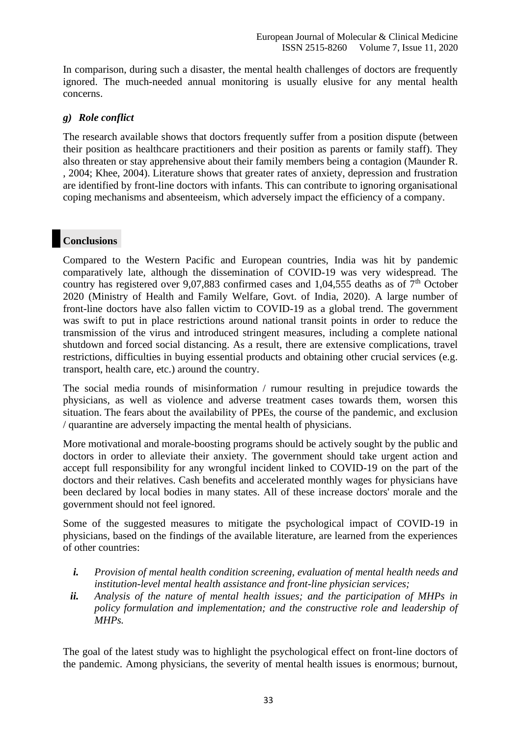In comparison, during such a disaster, the mental health challenges of doctors are frequently ignored. The much-needed annual monitoring is usually elusive for any mental health concerns.

### *g) Role conflict*

The research available shows that doctors frequently suffer from a position dispute (between their position as healthcare practitioners and their position as parents or family staff). They also threaten or stay apprehensive about their family members being a contagion (Maunder R. , 2004; Khee, 2004). Literature shows that greater rates of anxiety, depression and frustration are identified by front-line doctors with infants. This can contribute to ignoring organisational coping mechanisms and absenteeism, which adversely impact the efficiency of a company.

## Conclusions

Compared to the Western Pacific and European countries, India was hit by pandemic comparatively late, although the dissemination of COVID-19 was very widespread. The country has registered over 9,07,883 confirmed cases and 1,04,555 deaths as of 7th October 2020 (Ministry of Health and Family Welfare, Govt. of India, 2020). A large number of front-line doctors have also fallen victim to COVID-19 as a global trend. The government was swift to put in place restrictions around national transit points in order to reduce the transmission of the virus and introduced stringent measures, including a complete national shutdown and forced social distancing. As a result, there are extensive complications, travel restrictions, difficulties in buying essential products and obtaining other crucial services (e.g. transport, health care, etc.) around the country.

The social media rounds of misinformation / rumour resulting in prejudice towards the physicians, as well as violence and adverse treatment cases towards them, worsen this situation. The fears about the availability of PPEs, the course of the pandemic, and exclusion / quarantine are adversely impacting the mental health of physicians.

More motivational and morale-boosting programs should be actively sought by the public and doctors in order to alleviate their anxiety. The government should take urgent action and accept full responsibility for any wrongful incident linked to COVID-19 on the part of the doctors and their relatives. Cash benefits and accelerated monthly wages for physicians have been declared by local bodies in many states. All of these increase doctors' morale and the government should not feel ignored.

Some of the suggested measures to mitigate the psychological impact of COVID-19 in physicians, based on the findings of the available literature, are learned from the experiences of other countries:

- ***i.*** *Provision of mental health condition screening, evaluation of mental health needs and institution-level mental health assistance and front-line physician services;*
- ***ii.*** *Analysis of the nature of mental health issues; and the participation of MHPs in policy formulation and implementation; and the constructive role and leadership of MHPs.*

The goal of the latest study was to highlight the psychological effect on front-line doctors of the pandemic. Among physicians, the severity of mental health issues is enormous; burnout,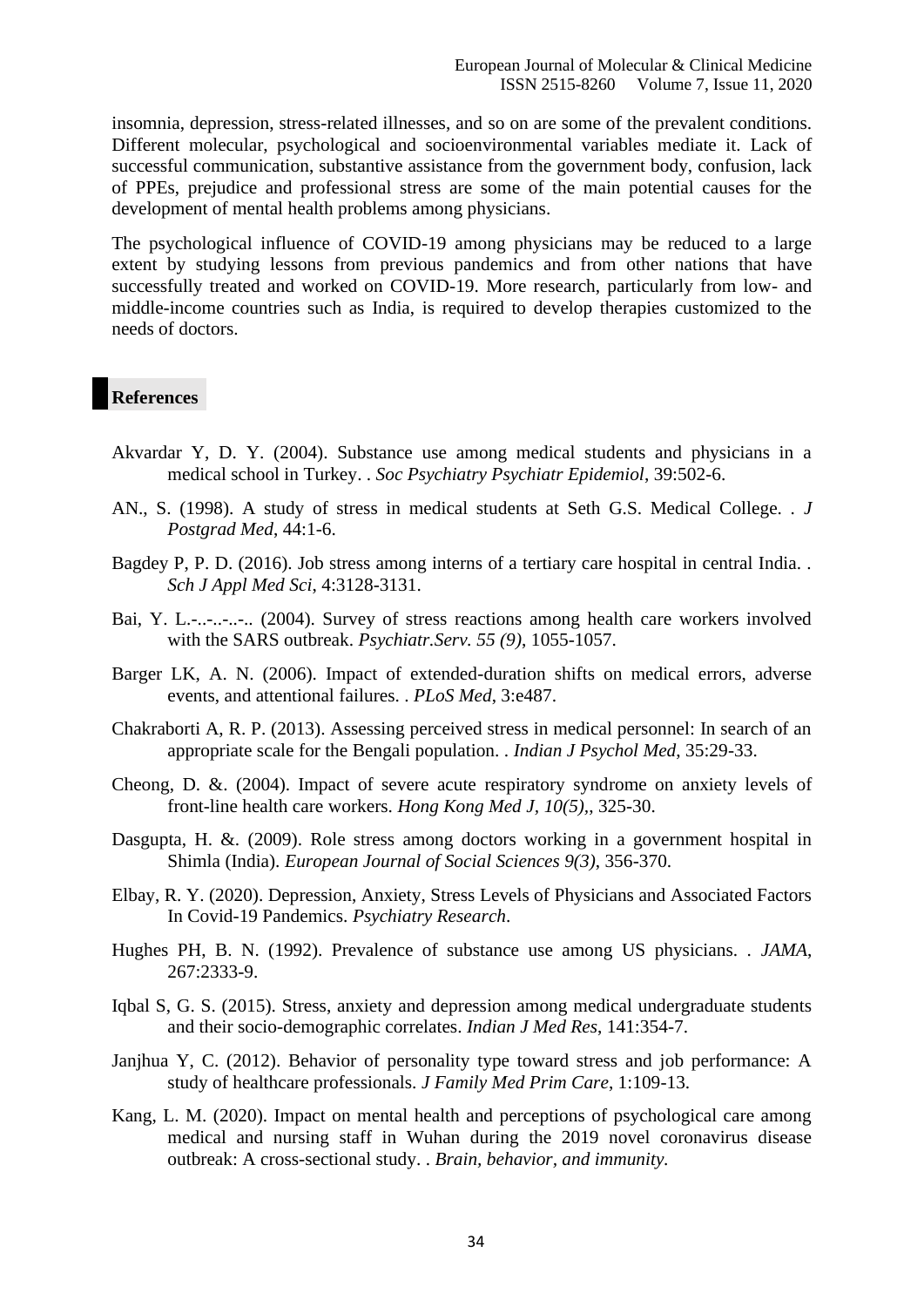insomnia, depression, stress-related illnesses, and so on are some of the prevalent conditions. Different molecular, psychological and socioenvironmental variables mediate it. Lack of successful communication, substantive assistance from the government body, confusion, lack of PPEs, prejudice and professional stress are some of the main potential causes for the development of mental health problems among physicians.

The psychological influence of COVID-19 among physicians may be reduced to a large extent by studying lessons from previous pandemics and from other nations that have successfully treated and worked on COVID-19. More research, particularly from low- and middle-income countries such as India, is required to develop therapies customized to the needs of doctors.

## References

Akvardar Y, D. Y. (2004). Substance use among medical students and physicians in a medical school in Turkey. . *Soc Psychiatry Psychiatr Epidemiol*, 39:502-6.

AN., S. (1998). A study of stress in medical students at Seth G.S. Medical College. . *J Postgrad Med*, 44:1-6.

Bagdey P, P. D. (2016). Job stress among interns of a tertiary care hospital in central India. . *Sch J Appl Med Sci*, 4:3128-3131.

Bai, Y. L.-..-..-..-.. (2004). Survey of stress reactions among health care workers involved with the SARS outbreak. *Psychiatr.Serv. 55 (9)*, 1055-1057.

Barger LK, A. N. (2006). Impact of extended-duration shifts on medical errors, adverse events, and attentional failures. . *PLoS Med*, 3:e487.

Chakraborti A, R. P. (2013). Assessing perceived stress in medical personnel: In search of an appropriate scale for the Bengali population. . *Indian J Psychol Med*, 35:29-33.

Cheong, D. &. (2004). Impact of severe acute respiratory syndrome on anxiety levels of front-line health care workers. *Hong Kong Med J, 10(5)*,, 325-30.

Dasgupta, H. &. (2009). Role stress among doctors working in a government hospital in Shimla (India). *European Journal of Social Sciences 9(3)*, 356-370.

Elbay, R. Y. (2020). Depression, Anxiety, Stress Levels of Physicians and Associated Factors In Covid-19 Pandemics. *Psychiatry Research*.

Hughes PH, B. N. (1992). Prevalence of substance use among US physicians. . *JAMA*, 267:2333-9.

Iqbal S, G. S. (2015). Stress, anxiety and depression among medical undergraduate students and their socio-demographic correlates. *Indian J Med Res*, 141:354-7.

Janjhua Y, C. (2012). Behavior of personality type toward stress and job performance: A study of healthcare professionals. *J Family Med Prim Care*, 1:109-13.

Kang, L. M. (2020). Impact on mental health and perceptions of psychological care among medical and nursing staff in Wuhan during the 2019 novel coronavirus disease outbreak: A cross-sectional study. . *Brain, behavior, and immunity*.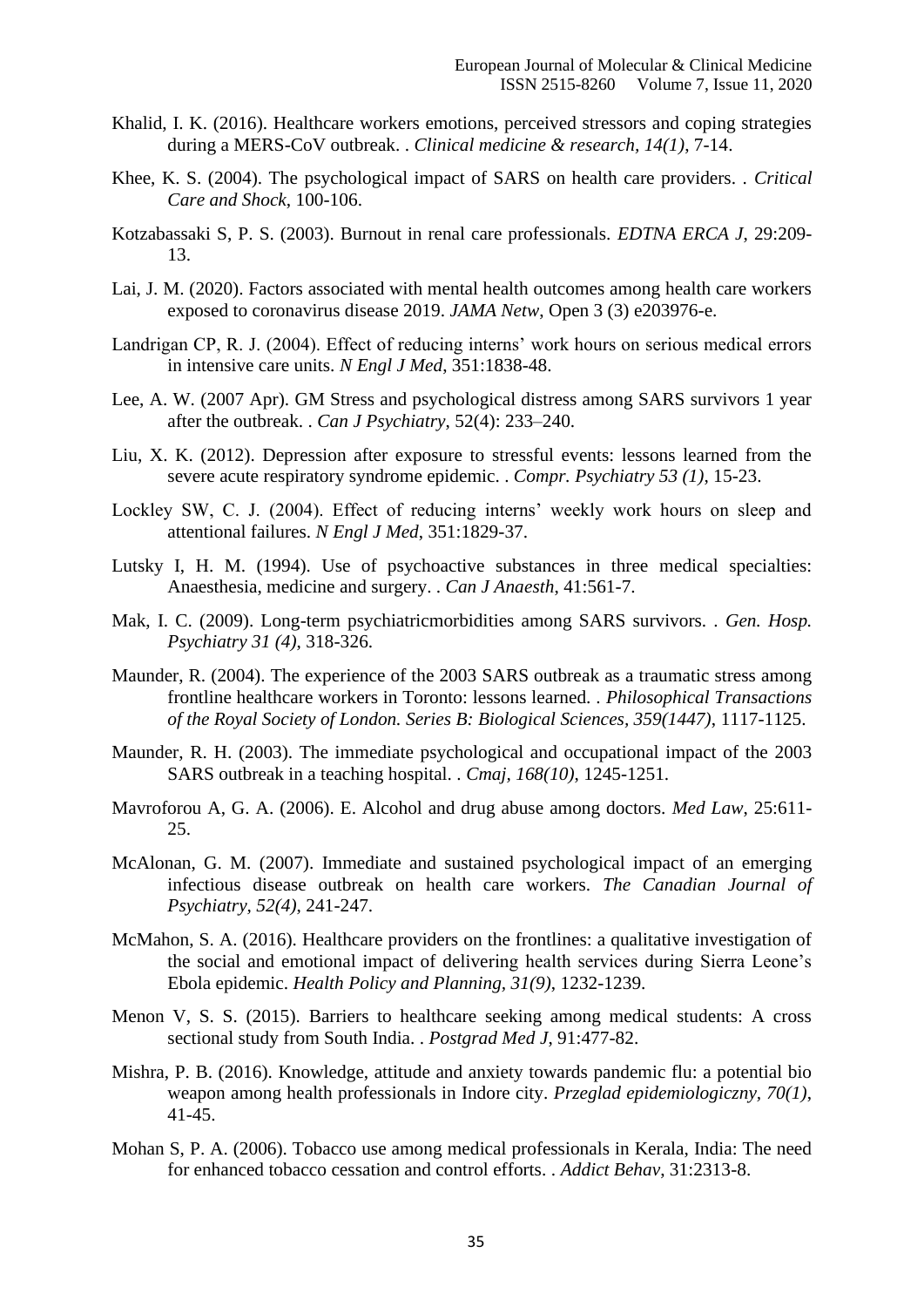Khalid, I. K. (2016). Healthcare workers emotions, perceived stressors and coping strategies during a MERS-CoV outbreak. . *Clinical medicine & research, 14(1)*, 7-14.

Khee, K. S. (2004). The psychological impact of SARS on health care providers. . *Critical Care and Shock*, 100-106.

Kotzabassaki S, P. S. (2003). Burnout in renal care professionals. *EDTNA ERCA J*, 29:209-13.

Lai, J. M. (2020). Factors associated with mental health outcomes among health care workers exposed to coronavirus disease 2019. *JAMA Netw*, Open 3 (3) e203976-e.

Landrigan CP, R. J. (2004). Effect of reducing interns' work hours on serious medical errors in intensive care units. *N Engl J Med*, 351:1838-48.

Lee, A. W. (2007 Apr). GM Stress and psychological distress among SARS survivors 1 year after the outbreak. . *Can J Psychiatry*, 52(4): 233–240.

Liu, X. K. (2012). Depression after exposure to stressful events: lessons learned from the severe acute respiratory syndrome epidemic. . *Compr. Psychiatry 53 (1)*, 15-23.

Lockley SW, C. J. (2004). Effect of reducing interns' weekly work hours on sleep and attentional failures. *N Engl J Med*, 351:1829-37.

Lutsky I, H. M. (1994). Use of psychoactive substances in three medical specialties: Anaesthesia, medicine and surgery. . *Can J Anaesth*, 41:561-7.

Mak, I. C. (2009). Long-term psychiatricmorbidities among SARS survivors. . *Gen. Hosp. Psychiatry 31 (4)*, 318-326.

Maunder, R. (2004). The experience of the 2003 SARS outbreak as a traumatic stress among frontline healthcare workers in Toronto: lessons learned. . *Philosophical Transactions of the Royal Society of London. Series B: Biological Sciences, 359(1447)*, 1117-1125.

Maunder, R. H. (2003). The immediate psychological and occupational impact of the 2003 SARS outbreak in a teaching hospital. . *Cmaj, 168(10)*, 1245-1251.

Mavroforou A, G. A. (2006). E. Alcohol and drug abuse among doctors. *Med Law*, 25:611-25.

McAlonan, G. M. (2007). Immediate and sustained psychological impact of an emerging infectious disease outbreak on health care workers. *The Canadian Journal of Psychiatry, 52(4)*, 241-247.

McMahon, S. A. (2016). Healthcare providers on the frontlines: a qualitative investigation of the social and emotional impact of delivering health services during Sierra Leone's Ebola epidemic. *Health Policy and Planning, 31(9)*, 1232-1239.

Menon V, S. S. (2015). Barriers to healthcare seeking among medical students: A cross sectional study from South India. . *Postgrad Med J*, 91:477-82.

Mishra, P. B. (2016). Knowledge, attitude and anxiety towards pandemic flu: a potential bio weapon among health professionals in Indore city. *Przeglad epidemiologiczny, 70(1)*, 41-45.

Mohan S, P. A. (2006). Tobacco use among medical professionals in Kerala, India: The need for enhanced tobacco cessation and control efforts. . *Addict Behav*, 31:2313-8.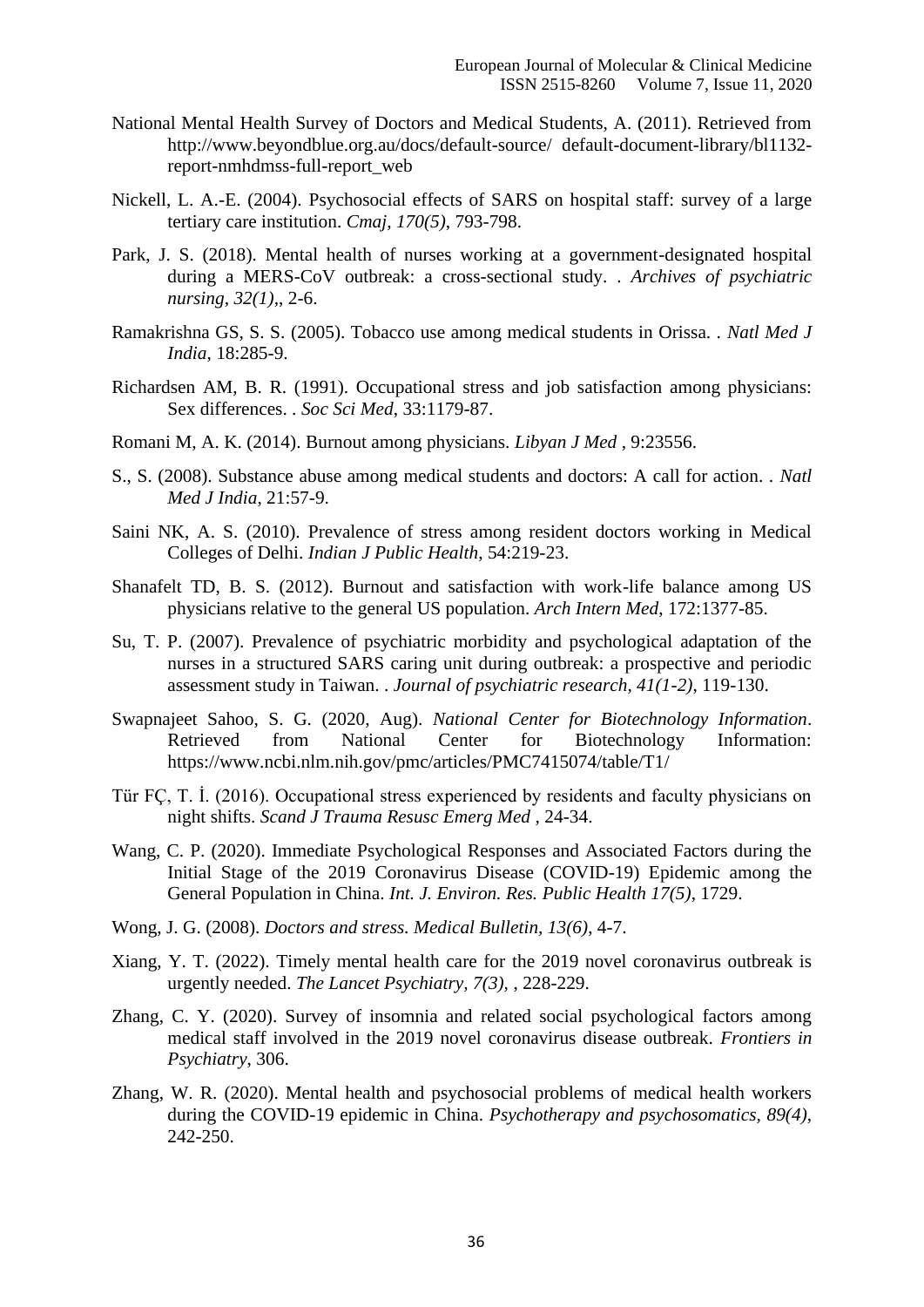National Mental Health Survey of Doctors and Medical Students, A. (2011). Retrieved from http://www.beyondblue.org.au/docs/default-source/ default-document-library/bl1132-report-nmhdmss-full-report_web

Nickell, L. A.-E. (2004). Psychosocial effects of SARS on hospital staff: survey of a large tertiary care institution. *Cmaj, 170(5)*, 793-798.

Park, J. S. (2018). Mental health of nurses working at a government-designated hospital during a MERS-CoV outbreak: a cross-sectional study. . *Archives of psychiatric nursing, 32(1),*, 2-6.

Ramakrishna GS, S. S. (2005). Tobacco use among medical students in Orissa. . *Natl Med J India*, 18:285-9.

Richardsen AM, B. R. (1991). Occupational stress and job satisfaction among physicians: Sex differences. . *Soc Sci Med*, 33:1179-87.

Romani M, A. K. (2014). Burnout among physicians. *Libyan J Med* , 9:23556.

S., S. (2008). Substance abuse among medical students and doctors: A call for action. . *Natl Med J India*, 21:57-9.

Saini NK, A. S. (2010). Prevalence of stress among resident doctors working in Medical Colleges of Delhi. *Indian J Public Health*, 54:219-23.

Shanafelt TD, B. S. (2012). Burnout and satisfaction with work-life balance among US physicians relative to the general US population. *Arch Intern Med*, 172:1377-85.

Su, T. P. (2007). Prevalence of psychiatric morbidity and psychological adaptation of the nurses in a structured SARS caring unit during outbreak: a prospective and periodic assessment study in Taiwan. . *Journal of psychiatric research, 41(1-2)*, 119-130.

Swapnajeet Sahoo, S. G. (2020, Aug). *National Center for Biotechnology Information*. Retrieved from National Center for Biotechnology Information: https://www.ncbi.nlm.nih.gov/pmc/articles/PMC7415074/table/T1/

Tür FÇ, T. İ. (2016). Occupational stress experienced by residents and faculty physicians on night shifts. *Scand J Trauma Resusc Emerg Med* , 24-34.

Wang, C. P. (2020). Immediate Psychological Responses and Associated Factors during the Initial Stage of the 2019 Coronavirus Disease (COVID-19) Epidemic among the General Population in China. *Int. J. Environ. Res. Public Health 17(5)*, 1729.

Wong, J. G. (2008). *Doctors and stress. Medical Bulletin, 13(6)*, 4-7.

Xiang, Y. T. (2022). Timely mental health care for the 2019 novel coronavirus outbreak is urgently needed. *The Lancet Psychiatry, 7(3),* , 228-229.

Zhang, C. Y. (2020). Survey of insomnia and related social psychological factors among medical staff involved in the 2019 novel coronavirus disease outbreak. *Frontiers in Psychiatry*, 306.

Zhang, W. R. (2020). Mental health and psychosocial problems of medical health workers during the COVID-19 epidemic in China. *Psychotherapy and psychosomatics, 89(4)*, 242-250.